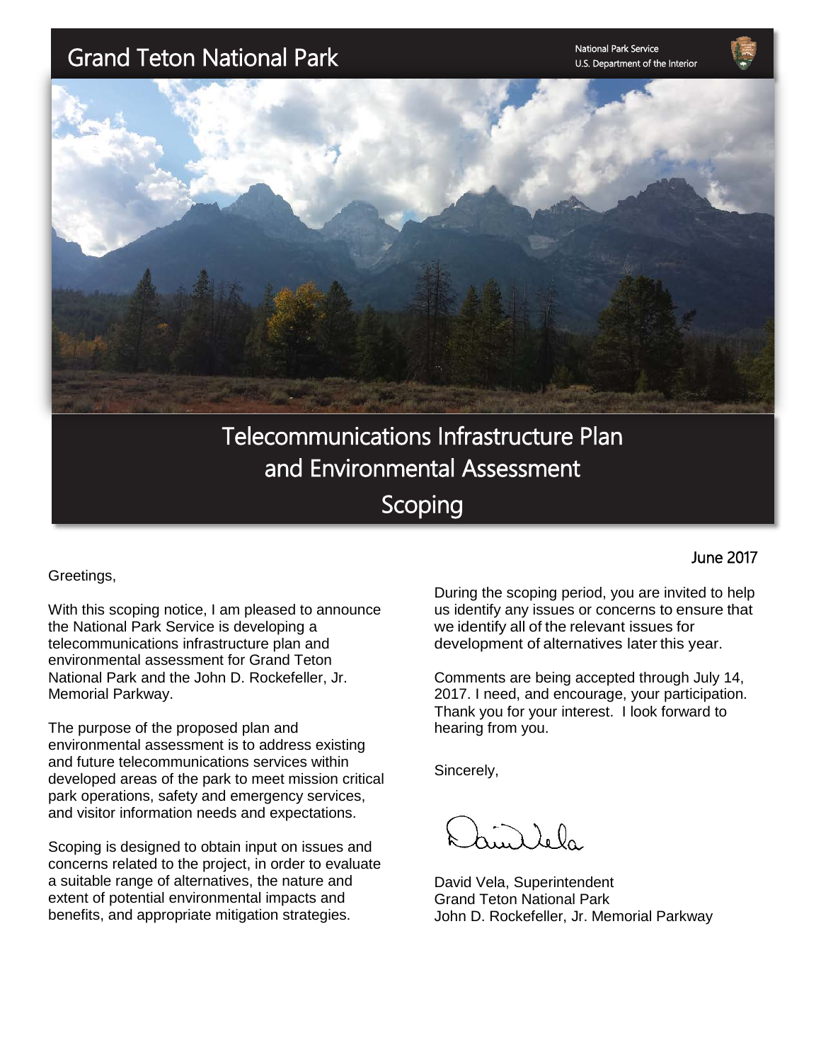# Grand Teton National Park

National Park Service
U.S. Department of the Interior

# Telecommunications Infrastructure Plan and Environmental Assessment

## Scoping

June 2017

Greetings,

With this scoping notice, I am pleased to announce the National Park Service is developing a telecommunications infrastructure plan and environmental assessment for Grand Teton National Park and the John D. Rockefeller, Jr. Memorial Parkway.

The purpose of the proposed plan and environmental assessment is to address existing and future telecommunications services within developed areas of the park to meet mission critical park operations, safety and emergency services, and visitor information needs and expectations.

Scoping is designed to obtain input on issues and concerns related to the project, in order to evaluate a suitable range of alternatives, the nature and extent of potential environmental impacts and benefits, and appropriate mitigation strategies.

During the scoping period, you are invited to help us identify any issues or concerns to ensure that we identify all of the relevant issues for development of alternatives later this year.

Comments are being accepted through July 14, 2017. I need, and encourage, your participation. Thank you for your interest. I look forward to hearing from you.

Sincerely,

David Vela, Superintendent
Grand Teton National Park
John D. Rockefeller, Jr. Memorial Parkway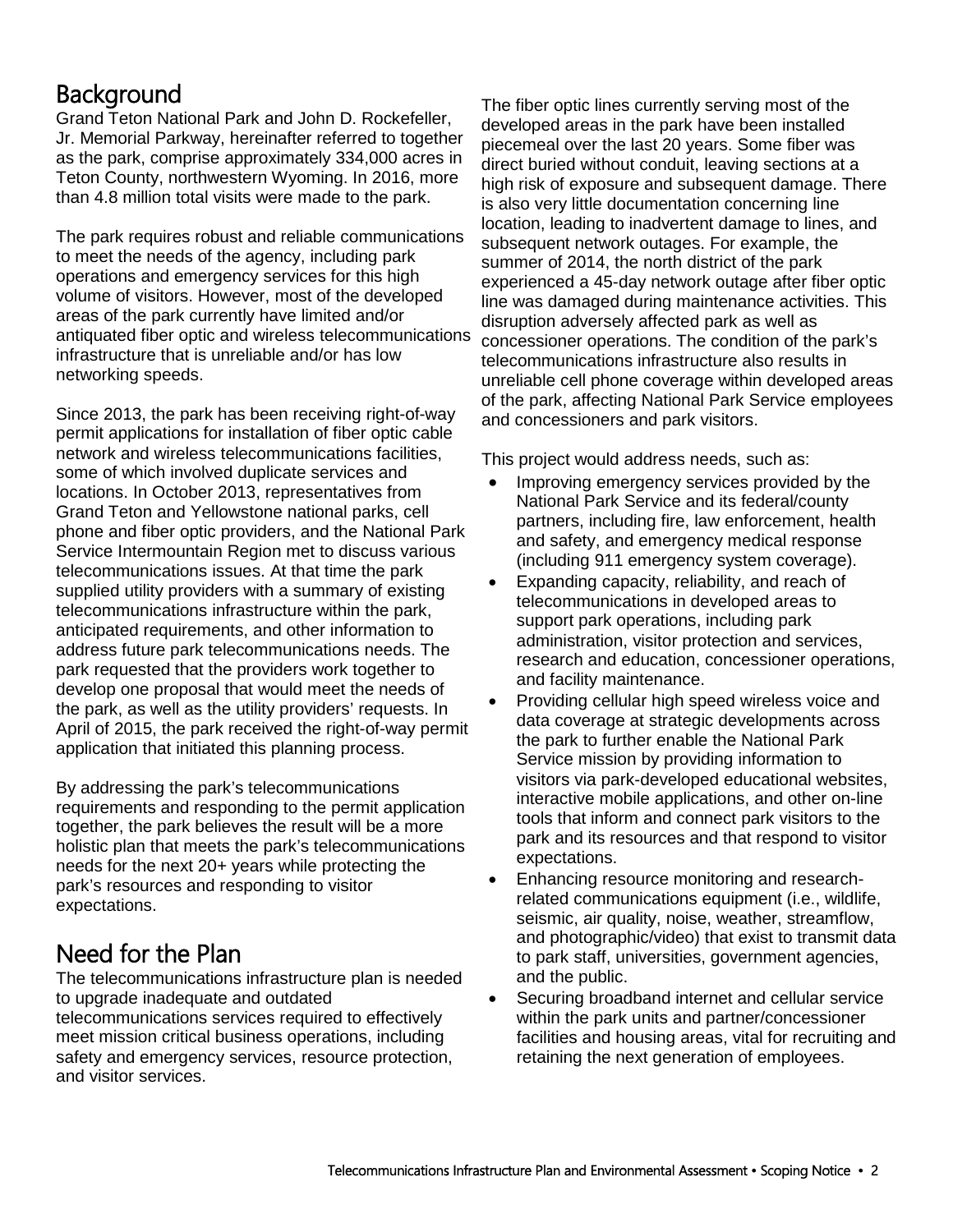## Background

Grand Teton National Park and John D. Rockefeller, Jr. Memorial Parkway, hereinafter referred to together as the park, comprise approximately 334,000 acres in Teton County, northwestern Wyoming. In 2016, more than 4.8 million total visits were made to the park.

The park requires robust and reliable communications to meet the needs of the agency, including park operations and emergency services for this high volume of visitors. However, most of the developed areas of the park currently have limited and/or antiquated fiber optic and wireless telecommunications infrastructure that is unreliable and/or has low networking speeds.

Since 2013, the park has been receiving right-of-way permit applications for installation of fiber optic cable network and wireless telecommunications facilities, some of which involved duplicate services and locations. In October 2013, representatives from Grand Teton and Yellowstone national parks, cell phone and fiber optic providers, and the National Park Service Intermountain Region met to discuss various telecommunications issues. At that time the park supplied utility providers with a summary of existing telecommunications infrastructure within the park, anticipated requirements, and other information to address future park telecommunications needs. The park requested that the providers work together to develop one proposal that would meet the needs of the park, as well as the utility providers' requests. In April of 2015, the park received the right-of-way permit application that initiated this planning process.

By addressing the park's telecommunications requirements and responding to the permit application together, the park believes the result will be a more holistic plan that meets the park's telecommunications needs for the next 20+ years while protecting the park's resources and responding to visitor expectations.

## Need for the Plan

The telecommunications infrastructure plan is needed to upgrade inadequate and outdated telecommunications services required to effectively meet mission critical business operations, including safety and emergency services, resource protection, and visitor services.

The fiber optic lines currently serving most of the developed areas in the park have been installed piecemeal over the last 20 years. Some fiber was direct buried without conduit, leaving sections at a high risk of exposure and subsequent damage. There is also very little documentation concerning line location, leading to inadvertent damage to lines, and subsequent network outages. For example, the summer of 2014, the north district of the park experienced a 45-day network outage after fiber optic line was damaged during maintenance activities. This disruption adversely affected park as well as concessioner operations. The condition of the park's telecommunications infrastructure also results in unreliable cell phone coverage within developed areas of the park, affecting National Park Service employees and concessioners and park visitors.

This project would address needs, such as:

- Improving emergency services provided by the National Park Service and its federal/county partners, including fire, law enforcement, health and safety, and emergency medical response (including 911 emergency system coverage).
- Expanding capacity, reliability, and reach of telecommunications in developed areas to support park operations, including park administration, visitor protection and services, research and education, concessioner operations, and facility maintenance.
- Providing cellular high speed wireless voice and data coverage at strategic developments across the park to further enable the National Park Service mission by providing information to visitors via park-developed educational websites, interactive mobile applications, and other on-line tools that inform and connect park visitors to the park and its resources and that respond to visitor expectations.
- Enhancing resource monitoring and research-related communications equipment (i.e., wildlife, seismic, air quality, noise, weather, streamflow, and photographic/video) that exist to transmit data to park staff, universities, government agencies, and the public.
- Securing broadband internet and cellular service within the park units and partner/concessioner facilities and housing areas, vital for recruiting and retaining the next generation of employees.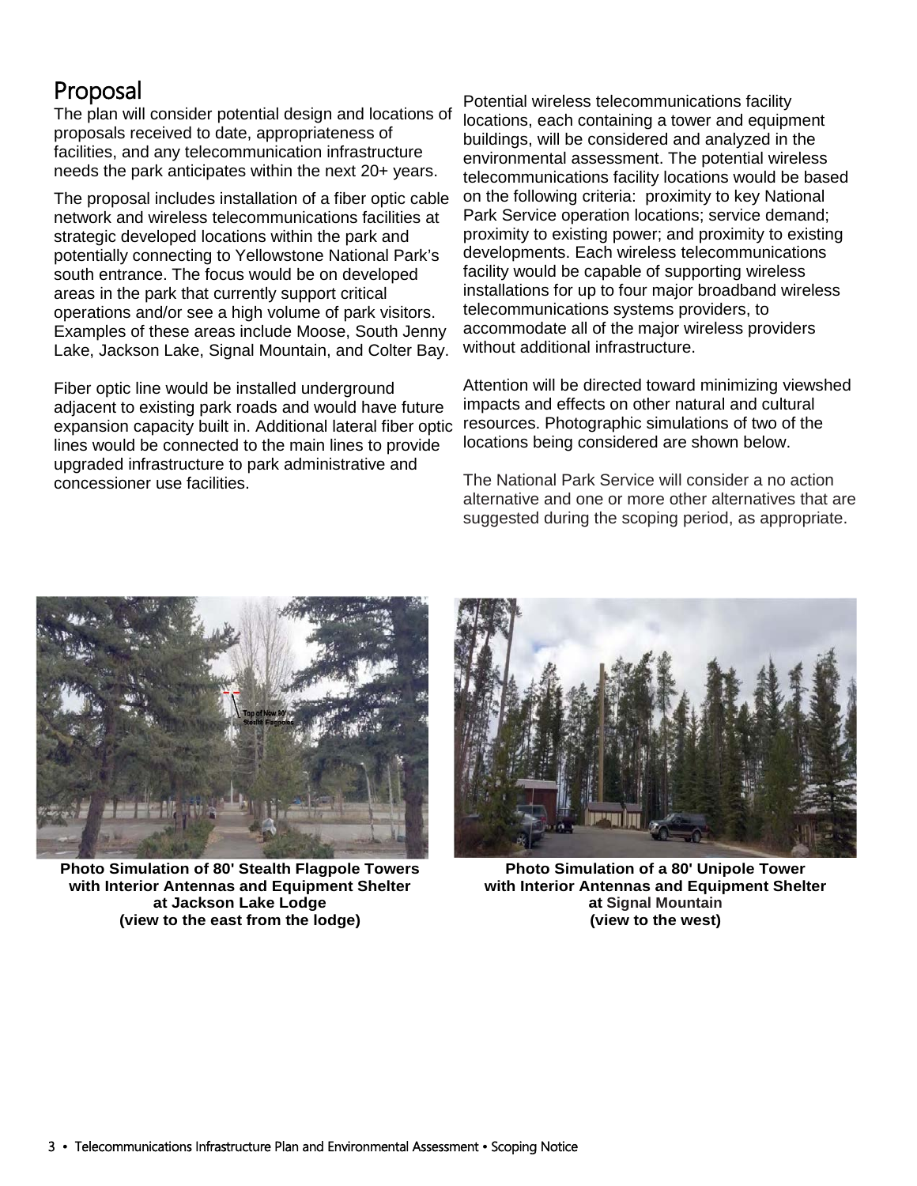## Proposal

The plan will consider potential design and locations of proposals received to date, appropriateness of facilities, and any telecommunication infrastructure needs the park anticipates within the next 20+ years.

The proposal includes installation of a fiber optic cable network and wireless telecommunications facilities at strategic developed locations within the park and potentially connecting to Yellowstone National Park's south entrance. The focus would be on developed areas in the park that currently support critical operations and/or see a high volume of park visitors. Examples of these areas include Moose, South Jenny Lake, Jackson Lake, Signal Mountain, and Colter Bay.

Fiber optic line would be installed underground adjacent to existing park roads and would have future expansion capacity built in. Additional lateral fiber optic lines would be connected to the main lines to provide upgraded infrastructure to park administrative and concessioner use facilities.

Potential wireless telecommunications facility locations, each containing a tower and equipment buildings, will be considered and analyzed in the environmental assessment. The potential wireless telecommunications facility locations would be based on the following criteria: proximity to key National Park Service operation locations; service demand; proximity to existing power; and proximity to existing developments. Each wireless telecommunications facility would be capable of supporting wireless installations for up to four major broadband wireless telecommunications systems providers, to accommodate all of the major wireless providers without additional infrastructure.

Attention will be directed toward minimizing viewshed impacts and effects on other natural and cultural resources. Photographic simulations of two of the locations being considered are shown below.

The National Park Service will consider a no action alternative and one or more other alternatives that are suggested during the scoping period, as appropriate.

**Photo Simulation of 80' Stealth Flagpole Towers with Interior Antennas and Equipment Shelter at Jackson Lake Lodge (view to the east from the lodge)**

**Photo Simulation of a 80' Unipole Tower with Interior Antennas and Equipment Shelter at Signal Mountain (view to the west)**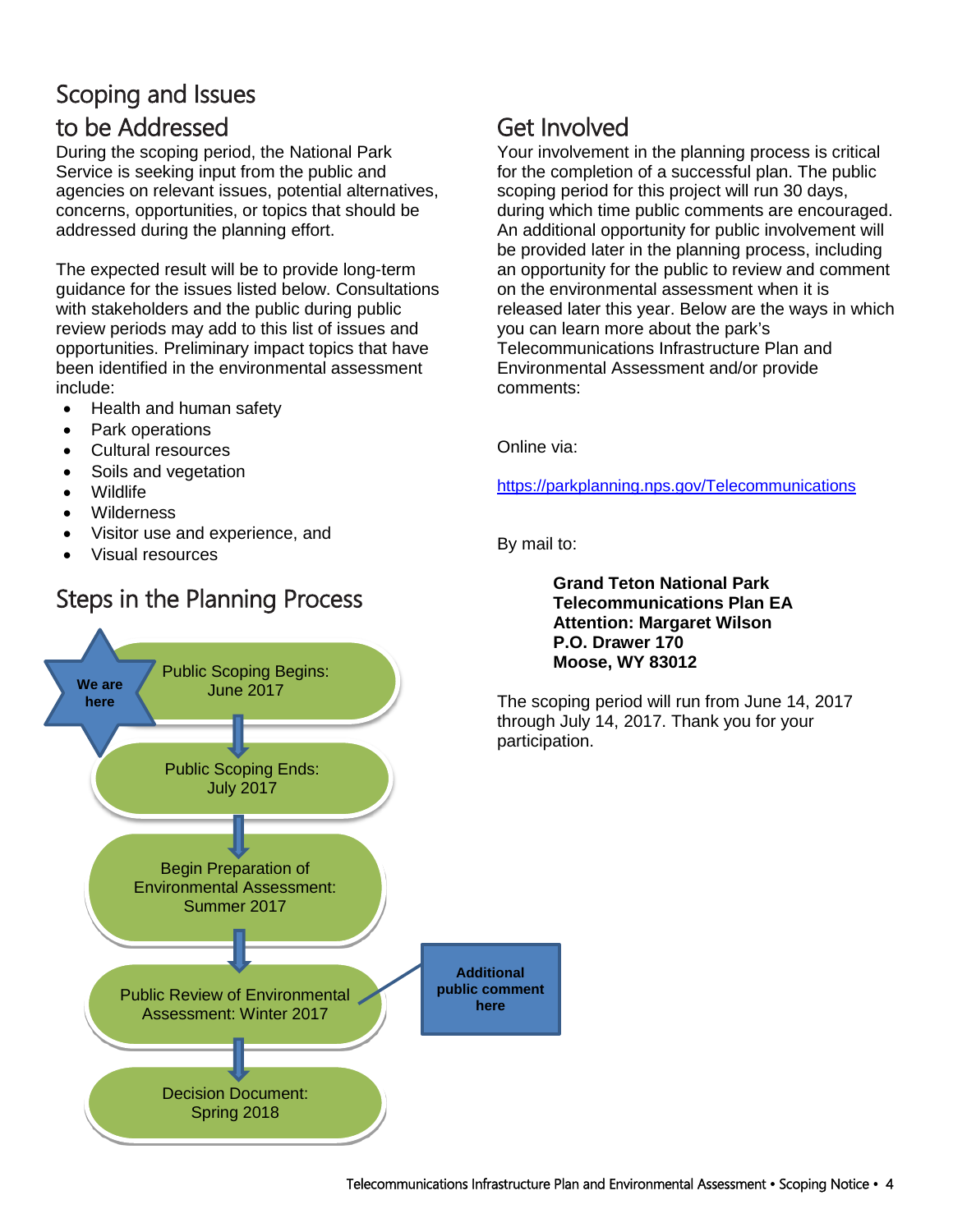## Scoping and Issues to be Addressed

During the scoping period, the National Park Service is seeking input from the public and agencies on relevant issues, potential alternatives, concerns, opportunities, or topics that should be addressed during the planning effort.

The expected result will be to provide long-term guidance for the issues listed below. Consultations with stakeholders and the public during public review periods may add to this list of issues and opportunities. Preliminary impact topics that have been identified in the environmental assessment include:

- Health and human safety
- Park operations
- Cultural resources
- Soils and vegetation
- Wildlife
- Wilderness
- Visitor use and experience, and
- Visual resources

## Steps in the Planning Process

We are here

Public Scoping Begins: June 2017

Public Scoping Ends: July 2017

Begin Preparation of Environmental Assessment: Summer 2017

Public Review of Environmental Assessment: Winter 2017

Additional public comment here

Decision Document: Spring 2018

## Get Involved

Your involvement in the planning process is critical for the completion of a successful plan. The public scoping period for this project will run 30 days, during which time public comments are encouraged. An additional opportunity for public involvement will be provided later in the planning process, including an opportunity for the public to review and comment on the environmental assessment when it is released later this year. Below are the ways in which you can learn more about the park's Telecommunications Infrastructure Plan and Environmental Assessment and/or provide comments:

Online via:

https://parkplanning.nps.gov/Telecommunications

By mail to:

**Grand Teton National Park**
**Telecommunications Plan EA**
**Attention: Margaret Wilson**
**P.O. Drawer 170**
**Moose, WY 83012**

The scoping period will run from June 14, 2017 through July 14, 2017. Thank you for your participation.